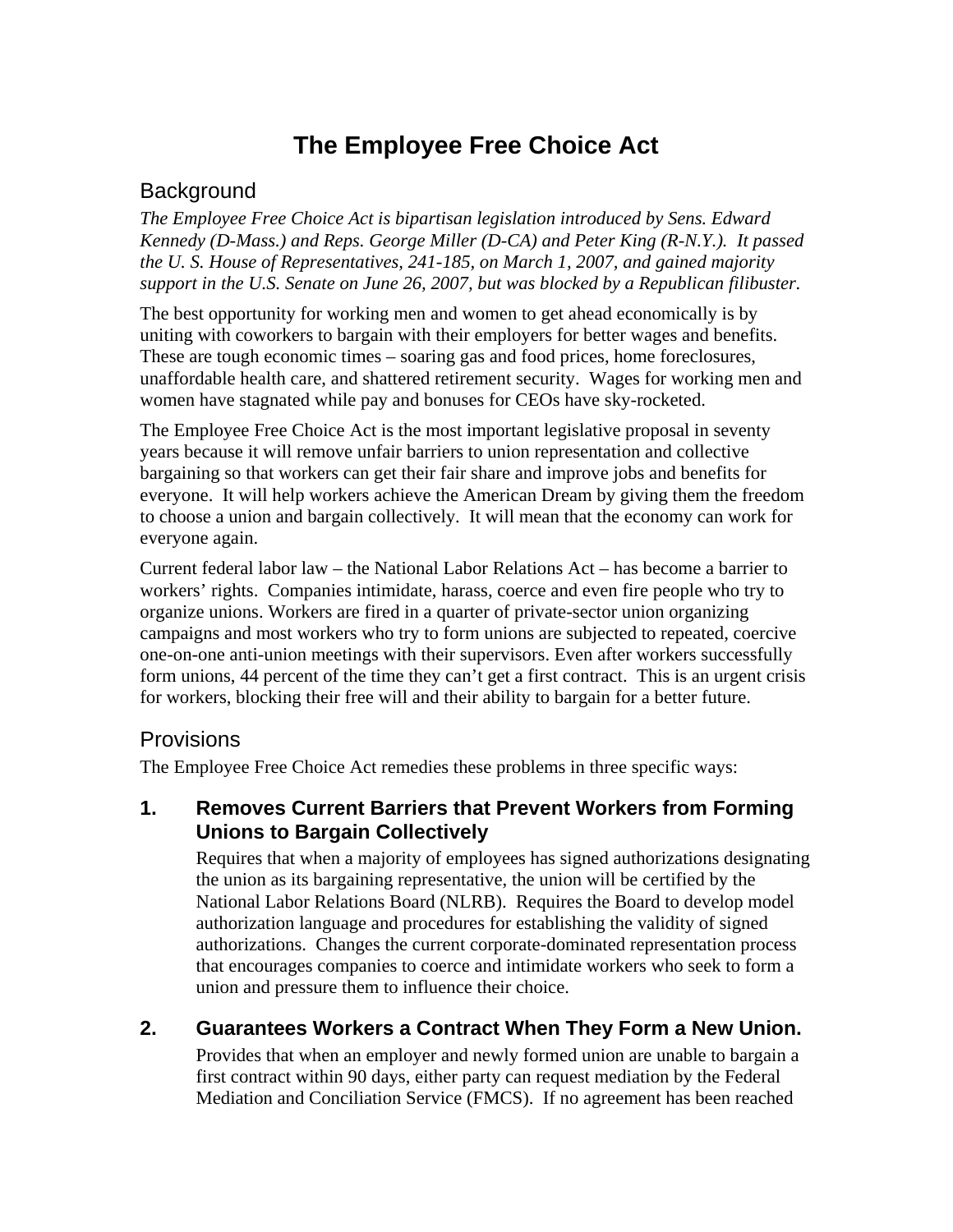# The Employee Free Choice Act

## Background

*The Employee Free Choice Act is bipartisan legislation introduced by Sens. Edward Kennedy (D-Mass.) and Reps. George Miller (D-CA) and Peter King (R-N.Y.). It passed the U. S. House of Representatives, 241-185, on March 1, 2007, and gained majority support in the U.S. Senate on June 26, 2007, but was blocked by a Republican filibuster.*

The best opportunity for working men and women to get ahead economically is by uniting with coworkers to bargain with their employers for better wages and benefits. These are tough economic times – soaring gas and food prices, home foreclosures, unaffordable health care, and shattered retirement security. Wages for working men and women have stagnated while pay and bonuses for CEOs have sky-rocketed.

The Employee Free Choice Act is the most important legislative proposal in seventy years because it will remove unfair barriers to union representation and collective bargaining so that workers can get their fair share and improve jobs and benefits for everyone. It will help workers achieve the American Dream by giving them the freedom to choose a union and bargain collectively. It will mean that the economy can work for everyone again.

Current federal labor law – the National Labor Relations Act – has become a barrier to workers' rights. Companies intimidate, harass, coerce and even fire people who try to organize unions. Workers are fired in a quarter of private-sector union organizing campaigns and most workers who try to form unions are subjected to repeated, coercive one-on-one anti-union meetings with their supervisors. Even after workers successfully form unions, 44 percent of the time they can't get a first contract. This is an urgent crisis for workers, blocking their free will and their ability to bargain for a better future.

## Provisions

The Employee Free Choice Act remedies these problems in three specific ways:

### 1. Removes Current Barriers that Prevent Workers from Forming Unions to Bargain Collectively

Requires that when a majority of employees has signed authorizations designating the union as its bargaining representative, the union will be certified by the National Labor Relations Board (NLRB). Requires the Board to develop model authorization language and procedures for establishing the validity of signed authorizations. Changes the current corporate-dominated representation process that encourages companies to coerce and intimidate workers who seek to form a union and pressure them to influence their choice.

### 2. Guarantees Workers a Contract When They Form a New Union.

Provides that when an employer and newly formed union are unable to bargain a first contract within 90 days, either party can request mediation by the Federal Mediation and Conciliation Service (FMCS). If no agreement has been reached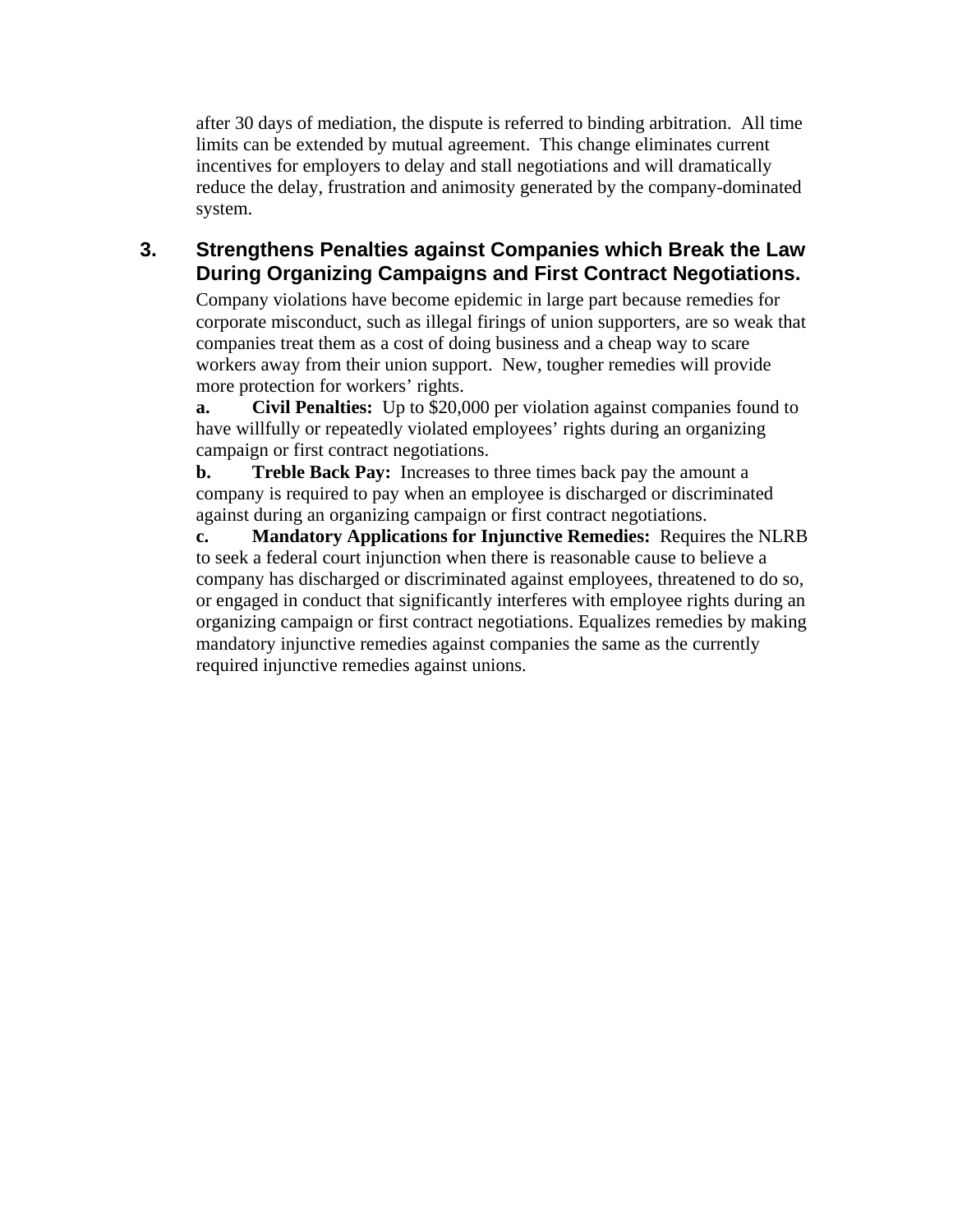after 30 days of mediation, the dispute is referred to binding arbitration. All time limits can be extended by mutual agreement. This change eliminates current incentives for employers to delay and stall negotiations and will dramatically reduce the delay, frustration and animosity generated by the company-dominated system.

### 3. Strengthens Penalties against Companies which Break the Law During Organizing Campaigns and First Contract Negotiations.

Company violations have become epidemic in large part because remedies for corporate misconduct, such as illegal firings of union supporters, are so weak that companies treat them as a cost of doing business and a cheap way to scare workers away from their union support. New, tougher remedies will provide more protection for workers' rights.

**a. Civil Penalties:** Up to $20,000 per violation against companies found to have willfully or repeatedly violated employees' rights during an organizing campaign or first contract negotiations.

**b. Treble Back Pay:** Increases to three times back pay the amount a company is required to pay when an employee is discharged or discriminated against during an organizing campaign or first contract negotiations.

**c. Mandatory Applications for Injunctive Remedies:** Requires the NLRB to seek a federal court injunction when there is reasonable cause to believe a company has discharged or discriminated against employees, threatened to do so, or engaged in conduct that significantly interferes with employee rights during an organizing campaign or first contract negotiations. Equalizes remedies by making mandatory injunctive remedies against companies the same as the currently required injunctive remedies against unions.